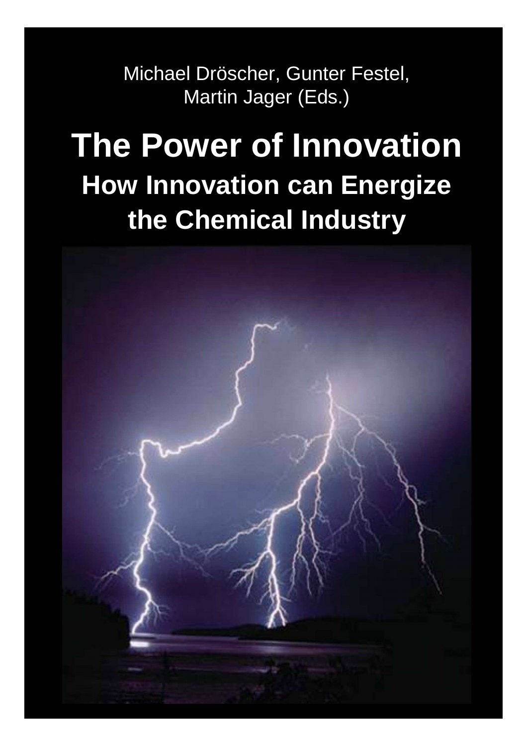Michael Dröscher, Gunter Festel, Martin Jager (Eds.)

# The Power of Innovation

## How Innovation can Energize the Chemical Industry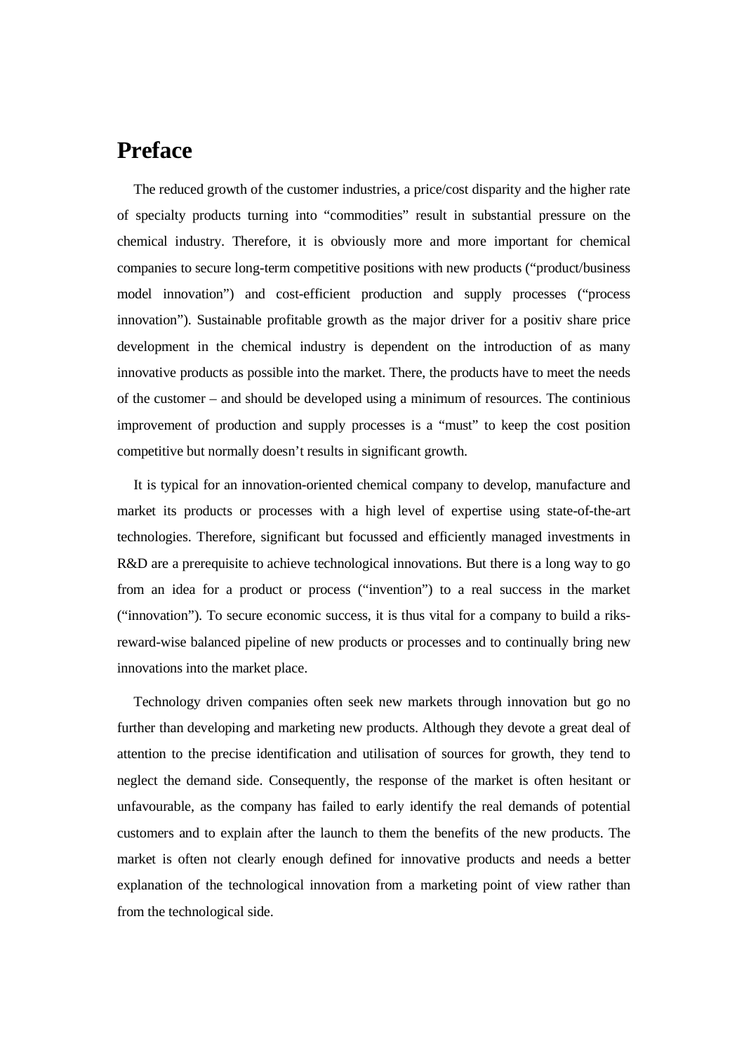# Preface

The reduced growth of the customer industries, a price/cost disparity and the higher rate of specialty products turning into "commodities" result in substantial pressure on the chemical industry. Therefore, it is obviously more and more important for chemical companies to secure long-term competitive positions with new products ("product/business model innovation") and cost-efficient production and supply processes ("process innovation"). Sustainable profitable growth as the major driver for a positiv share price development in the chemical industry is dependent on the introduction of as many innovative products as possible into the market. There, the products have to meet the needs of the customer – and should be developed using a minimum of resources. The continious improvement of production and supply processes is a "must" to keep the cost position competitive but normally doesn't results in significant growth.

It is typical for an innovation-oriented chemical company to develop, manufacture and market its products or processes with a high level of expertise using state-of-the-art technologies. Therefore, significant but focussed and efficiently managed investments in R&D are a prerequisite to achieve technological innovations. But there is a long way to go from an idea for a product or process ("invention") to a real success in the market ("innovation"). To secure economic success, it is thus vital for a company to build a riks-reward-wise balanced pipeline of new products or processes and to continually bring new innovations into the market place.

Technology driven companies often seek new markets through innovation but go no further than developing and marketing new products. Although they devote a great deal of attention to the precise identification and utilisation of sources for growth, they tend to neglect the demand side. Consequently, the response of the market is often hesitant or unfavourable, as the company has failed to early identify the real demands of potential customers and to explain after the launch to them the benefits of the new products. The market is often not clearly enough defined for innovative products and needs a better explanation of the technological innovation from a marketing point of view rather than from the technological side.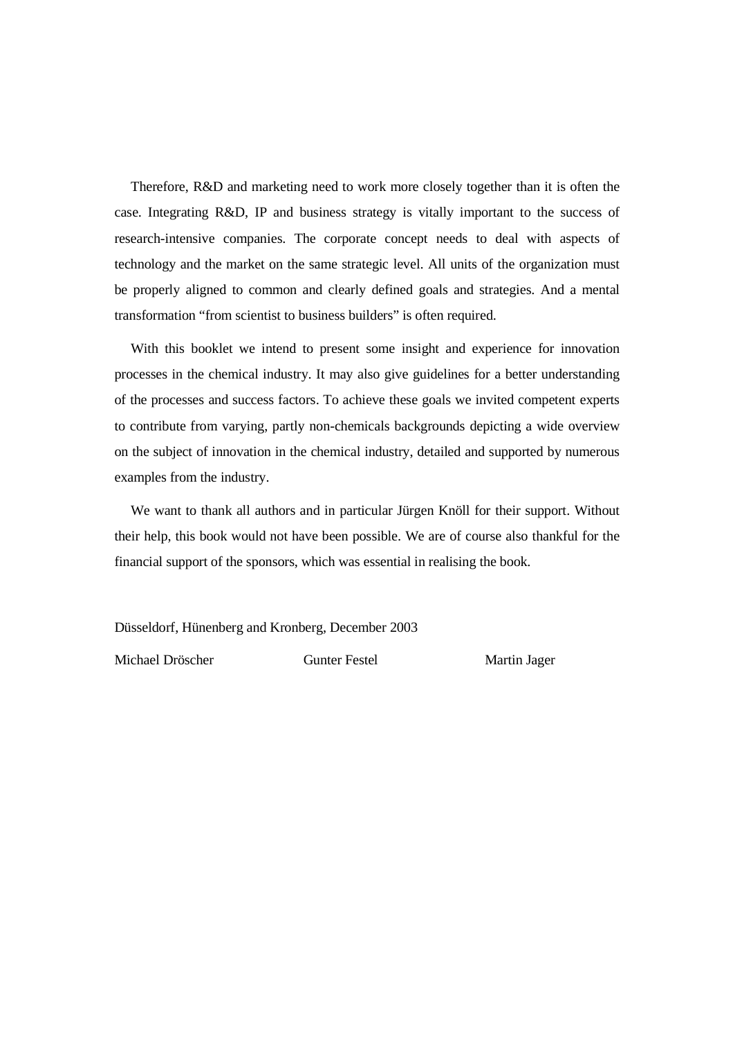Therefore, R&D and marketing need to work more closely together than it is often the case. Integrating R&D, IP and business strategy is vitally important to the success of research-intensive companies. The corporate concept needs to deal with aspects of technology and the market on the same strategic level. All units of the organization must be properly aligned to common and clearly defined goals and strategies. And a mental transformation "from scientist to business builders" is often required.

With this booklet we intend to present some insight and experience for innovation processes in the chemical industry. It may also give guidelines for a better understanding of the processes and success factors. To achieve these goals we invited competent experts to contribute from varying, partly non-chemicals backgrounds depicting a wide overview on the subject of innovation in the chemical industry, detailed and supported by numerous examples from the industry.

We want to thank all authors and in particular Jürgen Knöll for their support. Without their help, this book would not have been possible. We are of course also thankful for the financial support of the sponsors, which was essential in realising the book.

Düsseldorf, Hünenberg and Kronberg, December 2003

Michael Dröscher Gunter Festel Martin Jager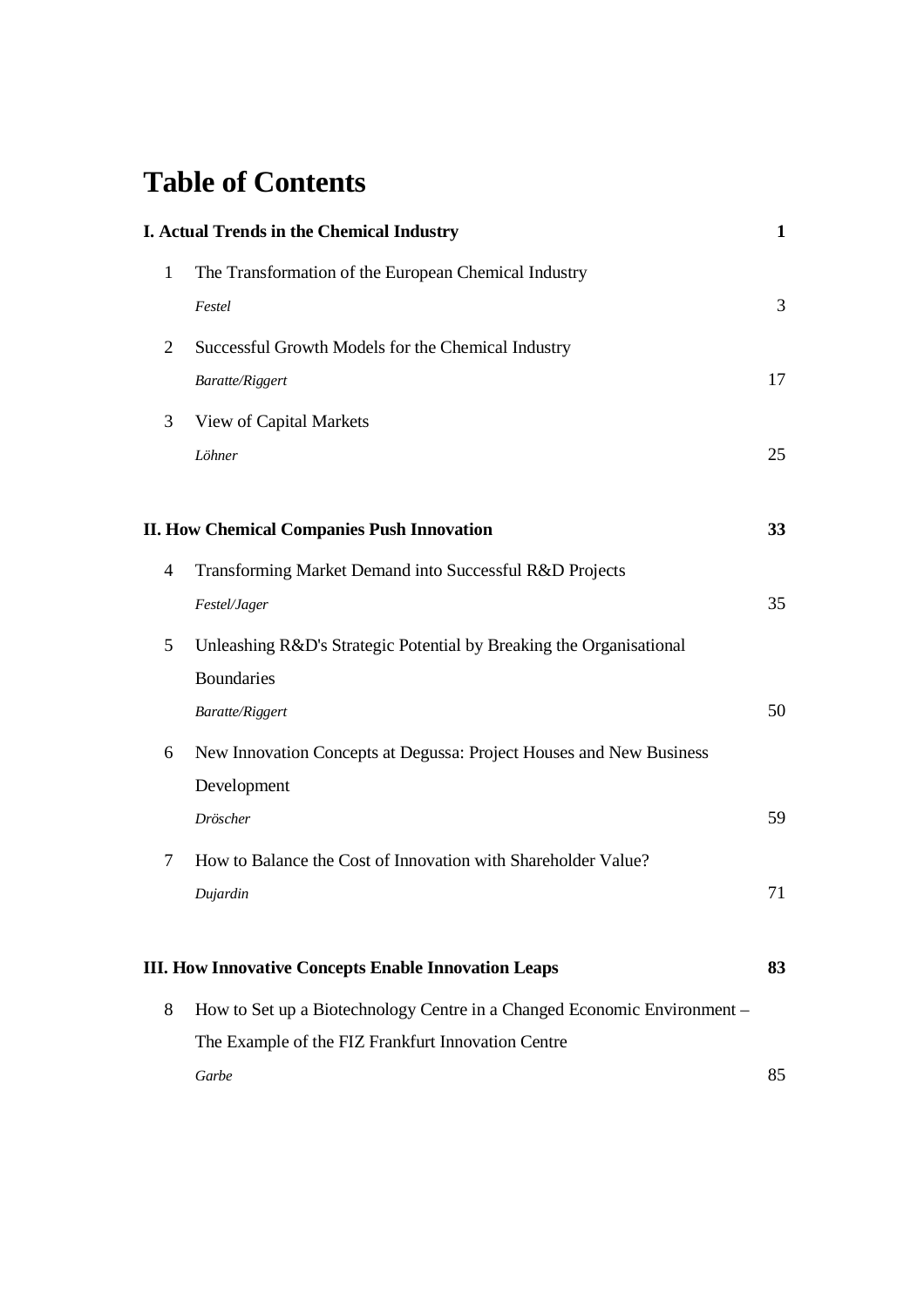# Table of Contents

**I. Actual Trends in the Chemical Industry** **1**

1 The Transformation of the European Chemical Industry
*Festel* 3

2 Successful Growth Models for the Chemical Industry
*Baratte/Riggert* 17

3 View of Capital Markets
*Löhner* 25

**II. How Chemical Companies Push Innovation** **33**

4 Transforming Market Demand into Successful R&D Projects
*Festel/Jager* 35

5 Unleashing R&D's Strategic Potential by Breaking the Organisational Boundaries
*Baratte/Riggert* 50

6 New Innovation Concepts at Degussa: Project Houses and New Business Development
*Dröscher* 59

7 How to Balance the Cost of Innovation with Shareholder Value?
*Dujardin* 71

**III. How Innovative Concepts Enable Innovation Leaps** **83**

8 How to Set up a Biotechnology Centre in a Changed Economic Environment – The Example of the FIZ Frankfurt Innovation Centre
*Garbe* 85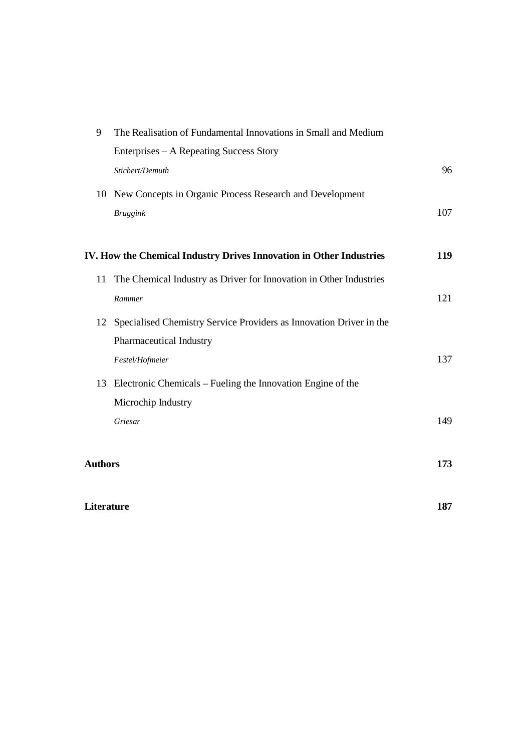9 The Realisation of Fundamental Innovations in Small and Medium Enterprises – A Repeating Success Story
*Stichert/Demuth* 96

10 New Concepts in Organic Process Research and Development
*Bruggink* 107

**IV. How the Chemical Industry Drives Innovation in Other Industries** **119**

11 The Chemical Industry as Driver for Innovation in Other Industries
*Rammer* 121

12 Specialised Chemistry Service Providers as Innovation Driver in the Pharmaceutical Industry
*Festel/Hofmeier* 137

13 Electronic Chemicals – Fueling the Innovation Engine of the Microchip Industry
*Griesar* 149

**Authors** **173**

**Literature** **187**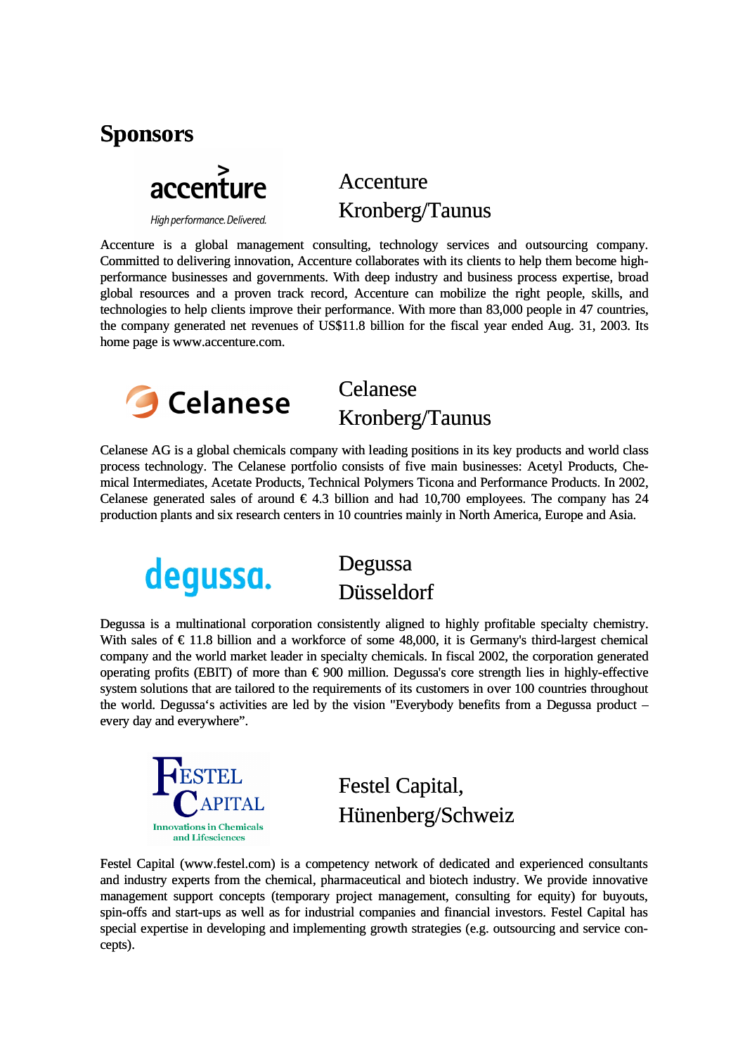## Sponsors

Accenture
Kronberg/Taunus

Accenture is a global management consulting, technology services and outsourcing company. Committed to delivering innovation, Accenture collaborates with its clients to help them become high-performance businesses and governments. With deep industry and business process expertise, broad global resources and a proven track record, Accenture can mobilize the right people, skills, and technologies to help clients improve their performance. With more than 83,000 people in 47 countries, the company generated net revenues of US$11.8 billion for the fiscal year ended Aug. 31, 2003. Its home page is www.accenture.com.

Celanese
Kronberg/Taunus

Celanese AG is a global chemicals company with leading positions in its key products and world class process technology. The Celanese portfolio consists of five main businesses: Acetyl Products, Chemical Intermediates, Acetate Products, Technical Polymers Ticona and Performance Products. In 2002, Celanese generated sales of around € 4.3 billion and had 10,700 employees. The company has 24 production plants and six research centers in 10 countries mainly in North America, Europe and Asia.

Degussa
Düsseldorf

Degussa is a multinational corporation consistently aligned to highly profitable specialty chemistry. With sales of € 11.8 billion and a workforce of some 48,000, it is Germany's third-largest chemical company and the world market leader in specialty chemicals. In fiscal 2002, the corporation generated operating profits (EBIT) of more than € 900 million. Degussa's core strength lies in highly-effective system solutions that are tailored to the requirements of its customers in over 100 countries throughout the world. Degussa's activities are led by the vision "Everybody benefits from a Degussa product – every day and everywhere".

Festel Capital,
Hünenberg/Schweiz

Festel Capital (www.festel.com) is a competency network of dedicated and experienced consultants and industry experts from the chemical, pharmaceutical and biotech industry. We provide innovative management support concepts (temporary project management, consulting for equity) for buyouts, spin-offs and start-ups as well as for industrial companies and financial investors. Festel Capital has special expertise in developing and implementing growth strategies (e.g. outsourcing and service concepts).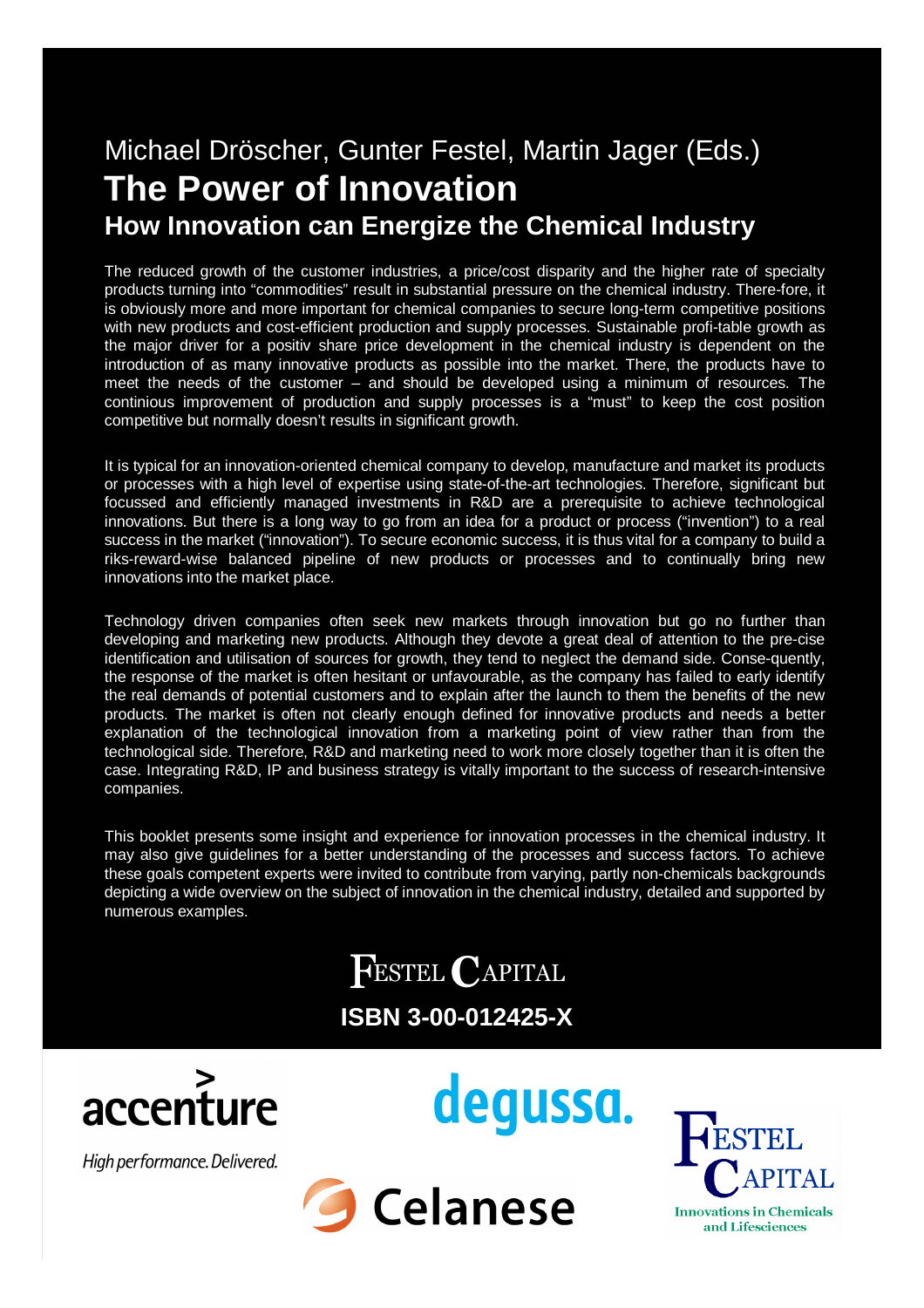Michael Dröscher, Gunter Festel, Martin Jager (Eds.)

# The Power of Innovation

## How Innovation can Energize the Chemical Industry

The reduced growth of the customer industries, a price/cost disparity and the higher rate of specialty products turning into "commodities" result in substantial pressure on the chemical industry. There-fore, it is obviously more and more important for chemical companies to secure long-term competitive positions with new products and cost-efficient production and supply processes. Sustainable profi-table growth as the major driver for a positiv share price development in the chemical industry is dependent on the introduction of as many innovative products as possible into the market. There, the products have to meet the needs of the customer – and should be developed using a minimum of resources. The continious improvement of production and supply processes is a "must" to keep the cost position competitive but normally doesn't results in significant growth.

It is typical for an innovation-oriented chemical company to develop, manufacture and market its products or processes with a high level of expertise using state-of-the-art technologies. Therefore, significant but focussed and efficiently managed investments in R&D are a prerequisite to achieve technological innovations. But there is a long way to go from an idea for a product or process ("invention") to a real success in the market ("innovation"). To secure economic success, it is thus vital for a company to build a riks-reward-wise balanced pipeline of new products or processes and to continually bring new innovations into the market place.

Technology driven companies often seek new markets through innovation but go no further than developing and marketing new products. Although they devote a great deal of attention to the pre-cise identification and utilisation of sources for growth, they tend to neglect the demand side. Conse-quently, the response of the market is often hesitant or unfavourable, as the company has failed to early identify the real demands of potential customers and to explain after the launch to them the benefits of the new products. The market is often not clearly enough defined for innovative products and needs a better explanation of the technological innovation from a marketing point of view rather than from the technological side. Therefore, R&D and marketing need to work more closely together than it is often the case. Integrating R&D, IP and business strategy is vitally important to the success of research-intensive companies.

This booklet presents some insight and experience for innovation processes in the chemical industry. It may also give guidelines for a better understanding of the processes and success factors. To achieve these goals competent experts were invited to contribute from varying, partly non-chemicals backgrounds depicting a wide overview on the subject of innovation in the chemical industry, detailed and supported by numerous examples.

FESTEL CAPITAL

**ISBN 3-00-012425-X**

accenture

High performance. Delivered.

degussa.

Celanese

FESTEL CAPITAL

Innovations in Chemicals and Lifesciences